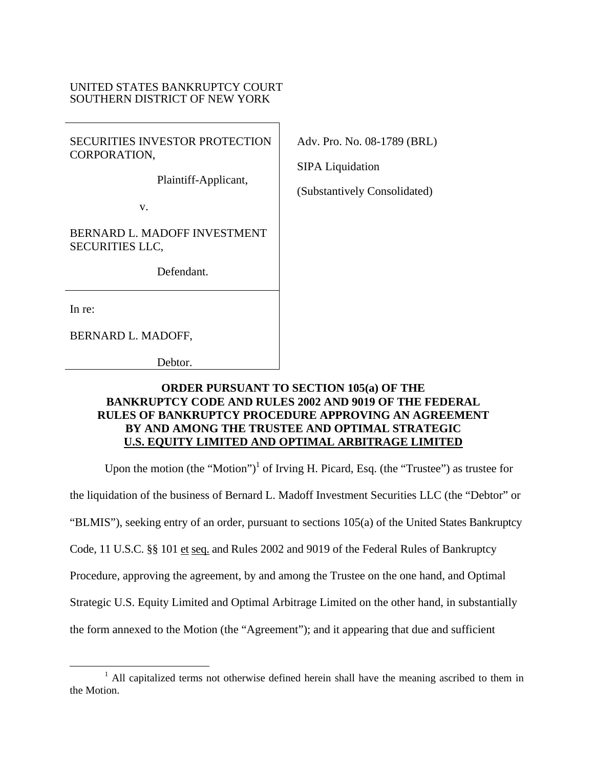UNITED STATES BANKRUPTCY COURT
SOUTHERN DISTRICT OF NEW YORK

| | |
|---|---|
| SECURITIES INVESTOR PROTECTION CORPORATION,<br><br>Plaintiff-Applicant,<br><br>v.<br><br>BERNARD L. MADOFF INVESTMENT SECURITIES LLC,<br><br>Defendant. | Adv. Pro. No. 08-1789 (BRL)<br><br>SIPA Liquidation<br><br>(Substantively Consolidated) |
| In re:<br><br>BERNARD L. MADOFF,<br><br>Debtor. | |

**ORDER PURSUANT TO SECTION 105(a) OF THE BANKRUPTCY CODE AND RULES 2002 AND 9019 OF THE FEDERAL RULES OF BANKRUPTCY PROCEDURE APPROVING AN AGREEMENT BY AND AMONG THE TRUSTEE AND OPTIMAL STRATEGIC U.S. EQUITY LIMITED AND OPTIMAL ARBITRAGE LIMITED**

Upon the motion (the "Motion")[1] of Irving H. Picard, Esq. (the "Trustee") as trustee for the liquidation of the business of Bernard L. Madoff Investment Securities LLC (the "Debtor" or "BLMIS"), seeking entry of an order, pursuant to sections 105(a) of the United States Bankruptcy Code, 11 U.S.C. §§ 101 et seq. and Rules 2002 and 9019 of the Federal Rules of Bankruptcy Procedure, approving the agreement, by and among the Trustee on the one hand, and Optimal Strategic U.S. Equity Limited and Optimal Arbitrage Limited on the other hand, in substantially the form annexed to the Motion (the "Agreement"); and it appearing that due and sufficient

[1] All capitalized terms not otherwise defined herein shall have the meaning ascribed to them in the Motion.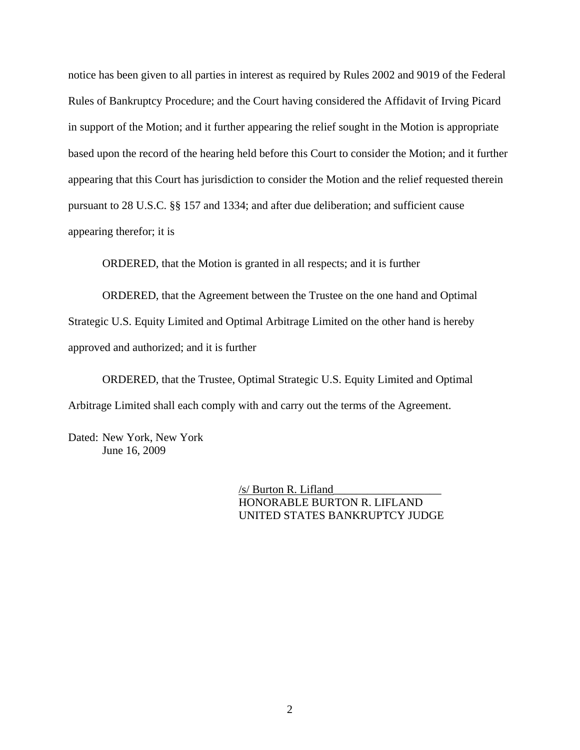notice has been given to all parties in interest as required by Rules 2002 and 9019 of the Federal Rules of Bankruptcy Procedure; and the Court having considered the Affidavit of Irving Picard in support of the Motion; and it further appearing the relief sought in the Motion is appropriate based upon the record of the hearing held before this Court to consider the Motion; and it further appearing that this Court has jurisdiction to consider the Motion and the relief requested therein pursuant to 28 U.S.C. §§ 157 and 1334; and after due deliberation; and sufficient cause appearing therefor; it is

ORDERED, that the Motion is granted in all respects; and it is further

ORDERED, that the Agreement between the Trustee on the one hand and Optimal Strategic U.S. Equity Limited and Optimal Arbitrage Limited on the other hand is hereby approved and authorized; and it is further

ORDERED, that the Trustee, Optimal Strategic U.S. Equity Limited and Optimal Arbitrage Limited shall each comply with and carry out the terms of the Agreement.

Dated: New York, New York
June 16, 2009

/s/ Burton R. Lifland
HONORABLE BURTON R. LIFLAND
UNITED STATES BANKRUPTCY JUDGE